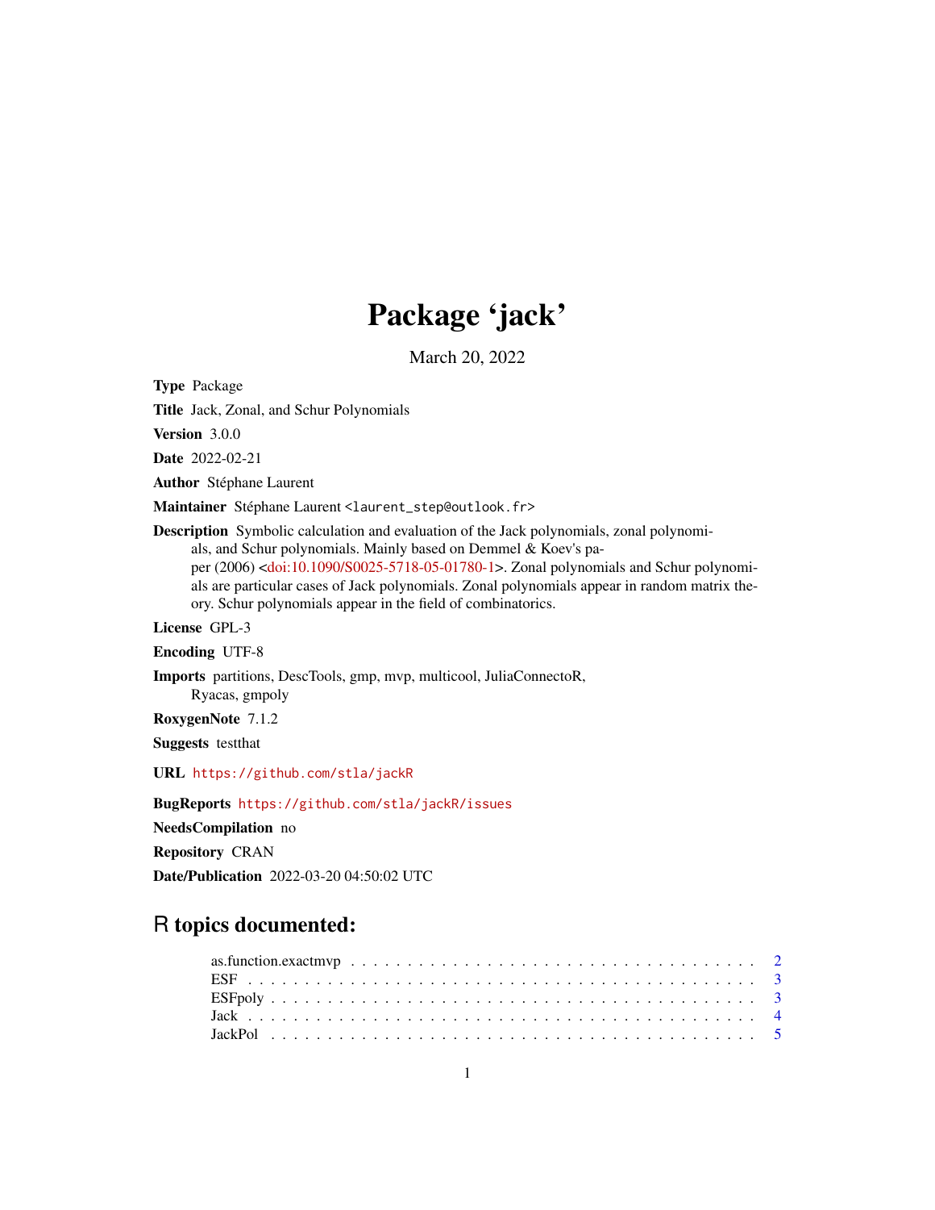# Package 'jack'

March 20, 2022

**Type** Package

**Title** Jack, Zonal, and Schur Polynomials

**Version** 3.0.0

**Date** 2022-02-21

**Author** Stéphane Laurent

**Maintainer** Stéphane Laurent <laurent_step@outlook.fr>

**Description** Symbolic calculation and evaluation of the Jack polynomials, zonal polynomials, and Schur polynomials. Mainly based on Demmel & Koev's paper (2006) <doi:10.1090/S0025-5718-05-01780-1>. Zonal polynomials and Schur polynomials are particular cases of Jack polynomials. Zonal polynomials appear in random matrix theory. Schur polynomials appear in the field of combinatorics.

**License** GPL-3

**Encoding** UTF-8

**Imports** partitions, DescTools, gmp, mvp, multicool, JuliaConnectoR, Ryacas, gmpoly

**RoxygenNote** 7.1.2

**Suggests** testthat

**URL** https://github.com/stla/jackR

**BugReports** https://github.com/stla/jackR/issues

**NeedsCompilation** no

**Repository** CRAN

**Date/Publication** 2022-03-20 04:50:02 UTC

## R topics documented:

- as.function.exactmvp . . . . . . . . . . . . . . . . . . . . . . . . . . . . . . . . 2
- ESF . . . . . . . . . . . . . . . . . . . . . . . . . . . . . . . . . . . . . . . 3
- ESFpoly . . . . . . . . . . . . . . . . . . . . . . . . . . . . . . . . . . . . . 3
- Jack . . . . . . . . . . . . . . . . . . . . . . . . . . . . . . . . . . . . . . . 4
- JackPol . . . . . . . . . . . . . . . . . . . . . . . . . . . . . . . . . . . . . 5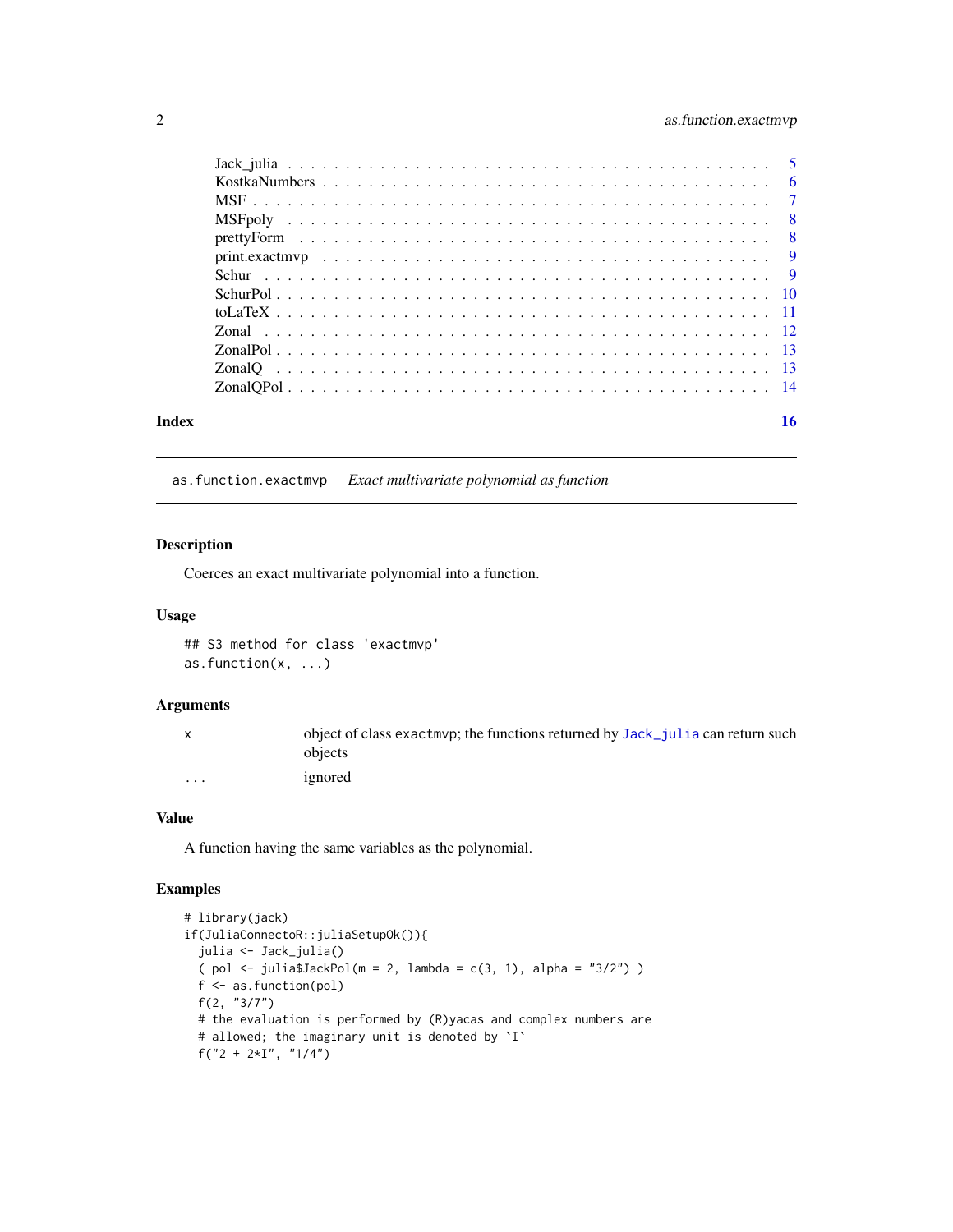| | |
|---|---|
| Jack_julia | 5 |
| KostkaNumbers | 6 |
| MSF | 7 |
| MSFpoly | 8 |
| prettyForm | 8 |
| print.exactmvp | 9 |
| Schur | 9 |
| SchurPol | 10 |
| toLaTeX | 11 |
| Zonal | 12 |
| ZonalPol | 13 |
| ZonalQ | 13 |
| ZonalQPol | 14 |

**Index** **16**

---

`as.function.exactmvp` *Exact multivariate polynomial as function*

---

## Description

Coerces an exact multivariate polynomial into a function.

## Usage

```
## S3 method for class 'exactmvp'
as.function(x, ...)
```

## Arguments

| | |
|---|---|
| `x` | object of class `exactmvp`; the functions returned by `Jack_julia` can return such objects |
| `...` | ignored |

## Value

A function having the same variables as the polynomial.

## Examples

```
# library(jack)
if(JuliaConnectoR::juliaSetupOk()){
  julia <- Jack_julia()
  ( pol <- julia$JackPol(m = 2, lambda = c(3, 1), alpha = "3/2") )
  f <- as.function(pol)
  f(2, "3/7")
  # the evaluation is performed by (R)yacas and complex numbers are
  # allowed; the imaginary unit is denoted by `I`
  f("2 + 2*I", "1/4")
```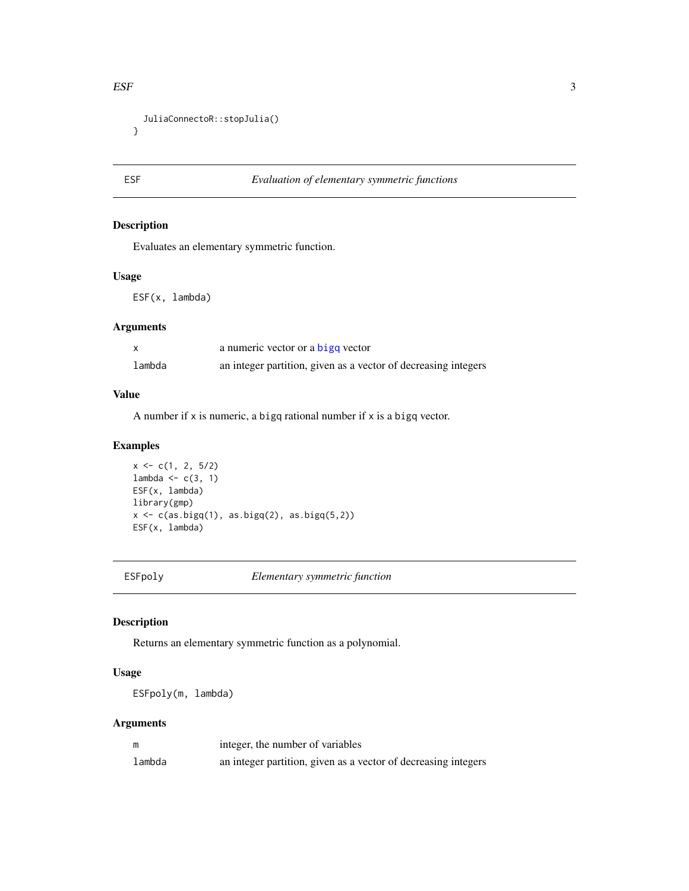```
  JuliaConnectoR::stopJulia()
}
```

## ESF — *Evaluation of elementary symmetric functions*

### Description

Evaluates an elementary symmetric function.

### Usage

```
ESF(x, lambda)
```

### Arguments

| | |
|---|---|
| `x` | a numeric vector or a `bigq` vector |
| `lambda` | an integer partition, given as a vector of decreasing integers |

### Value

A number if `x` is numeric, a `bigq` rational number if `x` is a `bigq` vector.

### Examples

```
x <- c(1, 2, 5/2)
lambda <- c(3, 1)
ESF(x, lambda)
library(gmp)
x <- c(as.bigq(1), as.bigq(2), as.bigq(5,2))
ESF(x, lambda)
```

## ESFpoly — *Elementary symmetric function*

### Description

Returns an elementary symmetric function as a polynomial.

### Usage

```
ESFpoly(m, lambda)
```

### Arguments

| | |
|---|---|
| `m` | integer, the number of variables |
| `lambda` | an integer partition, given as a vector of decreasing integers |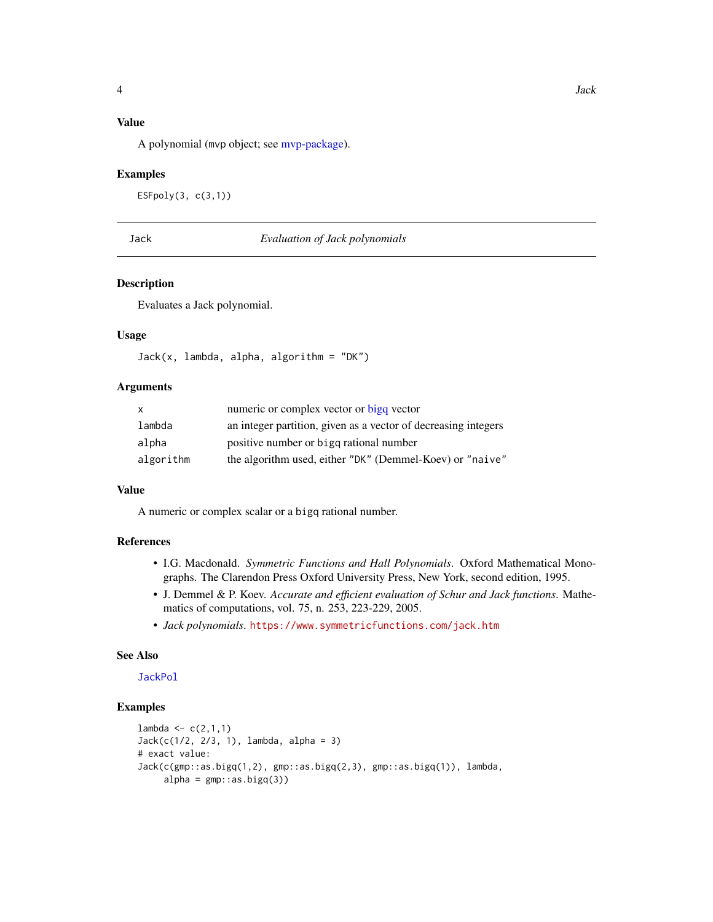## Value

A polynomial (mvp object; see mvp-package).

## Examples

```
ESFpoly(3, c(3,1))
```

---

# Jack — *Evaluation of Jack polynomials*

## Description

Evaluates a Jack polynomial.

## Usage

```
Jack(x, lambda, alpha, algorithm = "DK")
```

## Arguments

| | |
|---|---|
| x | numeric or complex vector or bigq vector |
| lambda | an integer partition, given as a vector of decreasing integers |
| alpha | positive number or bigq rational number |
| algorithm | the algorithm used, either "DK" (Demmel-Koev) or "naive" |

## Value

A numeric or complex scalar or a bigq rational number.

## References

- I.G. Macdonald. *Symmetric Functions and Hall Polynomials*. Oxford Mathematical Monographs. The Clarendon Press Oxford University Press, New York, second edition, 1995.
- J. Demmel & P. Koev. *Accurate and efficient evaluation of Schur and Jack functions*. Mathematics of computations, vol. 75, n. 253, 223-229, 2005.
- *Jack polynomials*. https://www.symmetricfunctions.com/jack.htm

## See Also

JackPol

## Examples

```
lambda <- c(2,1,1)
Jack(c(1/2, 2/3, 1), lambda, alpha = 3)
# exact value:
Jack(c(gmp::as.bigq(1,2), gmp::as.bigq(2,3), gmp::as.bigq(1)), lambda,
     alpha = gmp::as.bigq(3))
```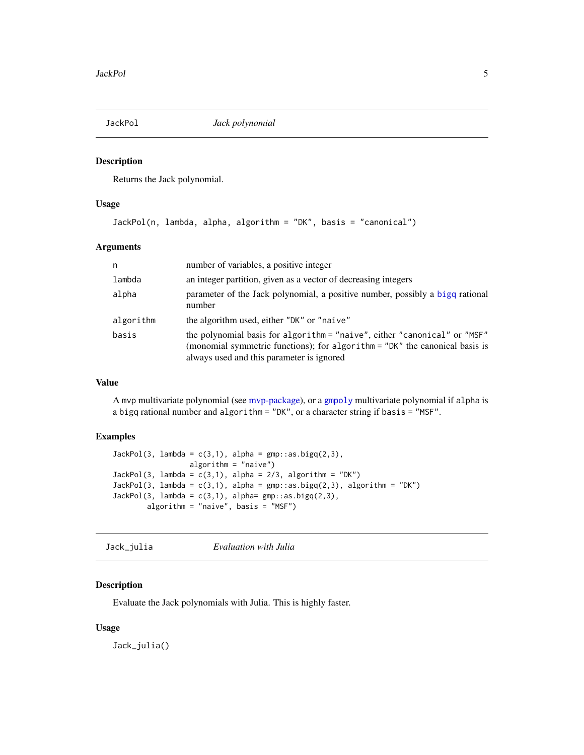## JackPol *Jack polynomial*

### Description

Returns the Jack polynomial.

### Usage

```
JackPol(n, lambda, alpha, algorithm = "DK", basis = "canonical")
```

### Arguments

| | |
|---|---|
| n | number of variables, a positive integer |
| lambda | an integer partition, given as a vector of decreasing integers |
| alpha | parameter of the Jack polynomial, a positive number, possibly a bigq rational number |
| algorithm | the algorithm used, either "DK" or "naive" |
| basis | the polynomial basis for algorithm = "naive", either "canonical" or "MSF" (monomial symmetric functions); for algorithm = "DK" the canonical basis is always used and this parameter is ignored |

### Value

A mvp multivariate polynomial (see mvp-package), or a gmpoly multivariate polynomial if alpha is a bigq rational number and algorithm = "DK", or a character string if basis = "MSF".

### Examples

```
JackPol(3, lambda = c(3,1), alpha = gmp::as.bigq(2,3),
                  algorithm = "naive")
JackPol(3, lambda = c(3,1), alpha = 2/3, algorithm = "DK")
JackPol(3, lambda = c(3,1), alpha = gmp::as.bigq(2,3), algorithm = "DK")
JackPol(3, lambda = c(3,1), alpha= gmp::as.bigq(2,3),
        algorithm = "naive", basis = "MSF")
```

## Jack_julia *Evaluation with Julia*

### Description

Evaluate the Jack polynomials with Julia. This is highly faster.

### Usage

```
Jack_julia()
```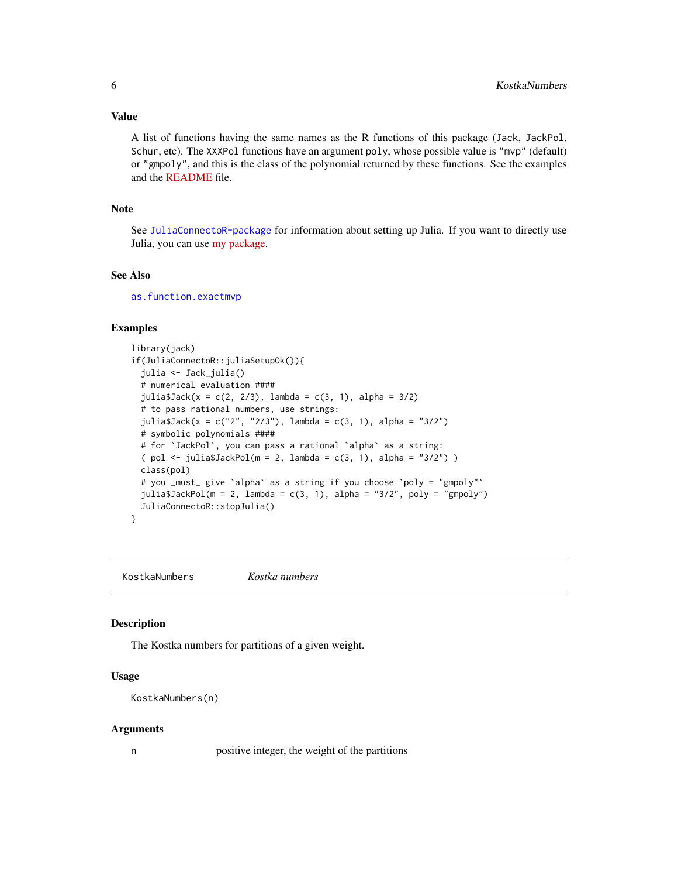### Value

A list of functions having the same names as the R functions of this package (`Jack`, `JackPol`, `Schur`, etc). The `XXXPol` functions have an argument `poly`, whose possible value is `"mvp"` (default) or `"gmpoly"`, and this is the class of the polynomial returned by these functions. See the examples and the README file.

### Note

See `JuliaConnectoR-package` for information about setting up Julia. If you want to directly use Julia, you can use my package.

### See Also

`as.function.exactmvp`

### Examples

```
library(jack)
if(JuliaConnectoR::juliaSetupOk()){
  julia <- Jack_julia()
  # numerical evaluation ####
  julia$Jack(x = c(2, 2/3), lambda = c(3, 1), alpha = 3/2)
  # to pass rational numbers, use strings:
  julia$Jack(x = c("2", "2/3"), lambda = c(3, 1), alpha = "3/2")
  # symbolic polynomials ####
  # for `JackPol`, you can pass a rational `alpha` as a string:
  ( pol <- julia$JackPol(m = 2, lambda = c(3, 1), alpha = "3/2") )
  class(pol)
  # you _must_ give `alpha` as a string if you choose `poly = "gmpoly"`
  julia$JackPol(m = 2, lambda = c(3, 1), alpha = "3/2", poly = "gmpoly")
  JuliaConnectoR::stopJulia()
}
```

---

## KostkaNumbers *Kostka numbers*

---

### Description

The Kostka numbers for partitions of a given weight.

### Usage

```
KostkaNumbers(n)
```

### Arguments

| | |
|---|---|
| n | positive integer, the weight of the partitions |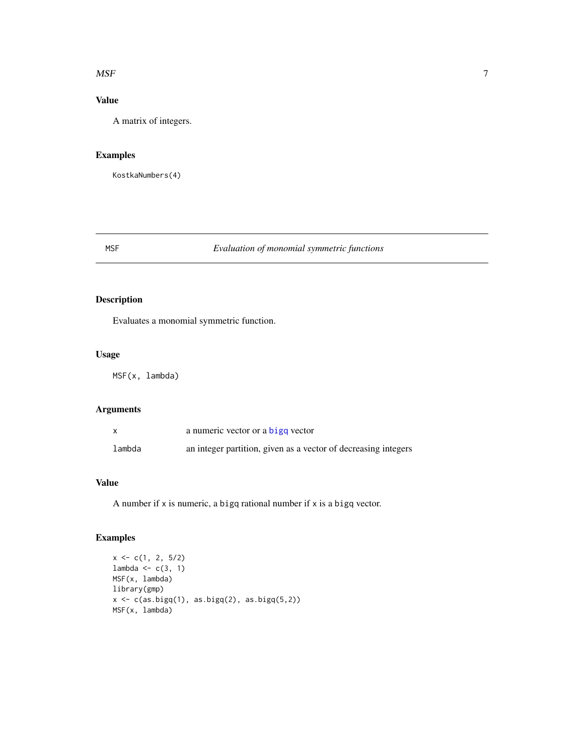## Value

A matrix of integers.

## Examples

```
KostkaNumbers(4)
```

---

# MSF — *Evaluation of monomial symmetric functions*

## Description

Evaluates a monomial symmetric function.

## Usage

```
MSF(x, lambda)
```

## Arguments

| | |
|---|---|
| x | a numeric vector or a bigq vector |
| lambda | an integer partition, given as a vector of decreasing integers |

## Value

A number if x is numeric, a bigq rational number if x is a bigq vector.

## Examples

```
x <- c(1, 2, 5/2)
lambda <- c(3, 1)
MSF(x, lambda)
library(gmp)
x <- c(as.bigq(1), as.bigq(2), as.bigq(5,2))
MSF(x, lambda)
```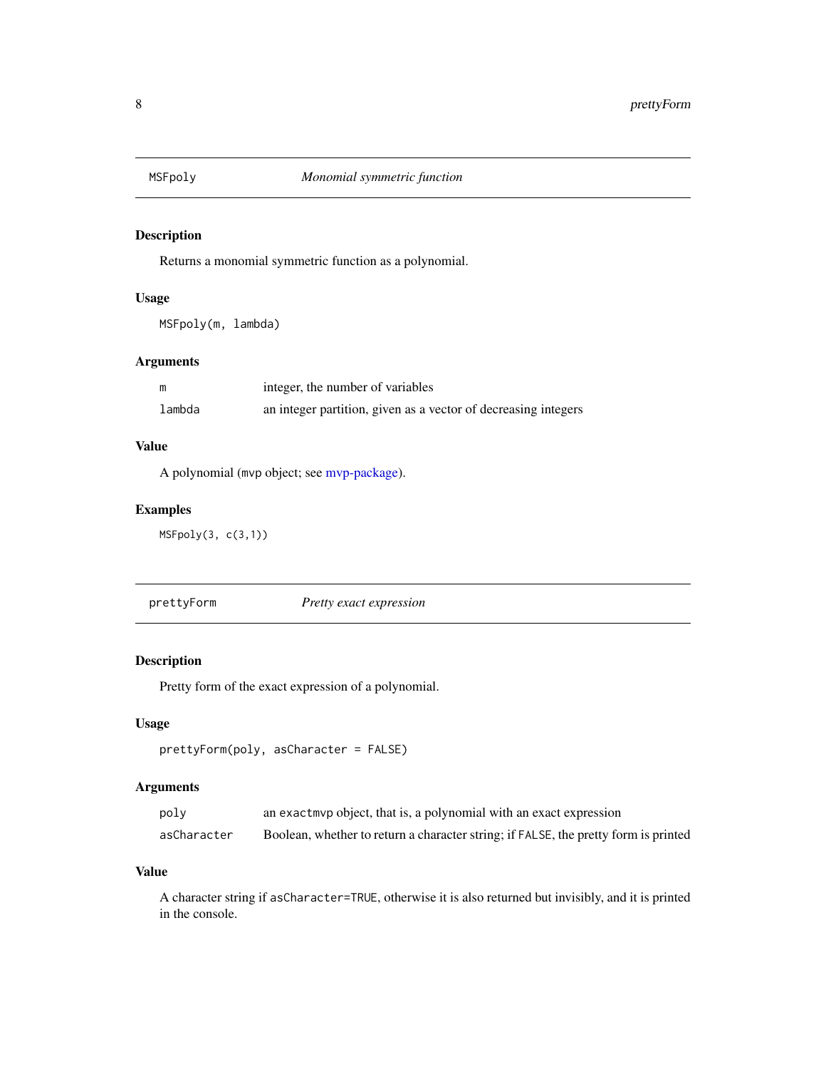## MSFpoly — *Monomial symmetric function*

### Description

Returns a monomial symmetric function as a polynomial.

### Usage

```
MSFpoly(m, lambda)
```

### Arguments

| | |
|---|---|
| `m` | integer, the number of variables |
| `lambda` | an integer partition, given as a vector of decreasing integers |

### Value

A polynomial (`mvp` object; see mvp-package).

### Examples

```
MSFpoly(3, c(3,1))
```

## prettyForm — *Pretty exact expression*

### Description

Pretty form of the exact expression of a polynomial.

### Usage

```
prettyForm(poly, asCharacter = FALSE)
```

### Arguments

| | |
|---|---|
| `poly` | an `exactmvp` object, that is, a polynomial with an exact expression |
| `asCharacter` | Boolean, whether to return a character string; if `FALSE`, the pretty form is printed |

### Value

A character string if `asCharacter=TRUE`, otherwise it is also returned but invisibly, and it is printed in the console.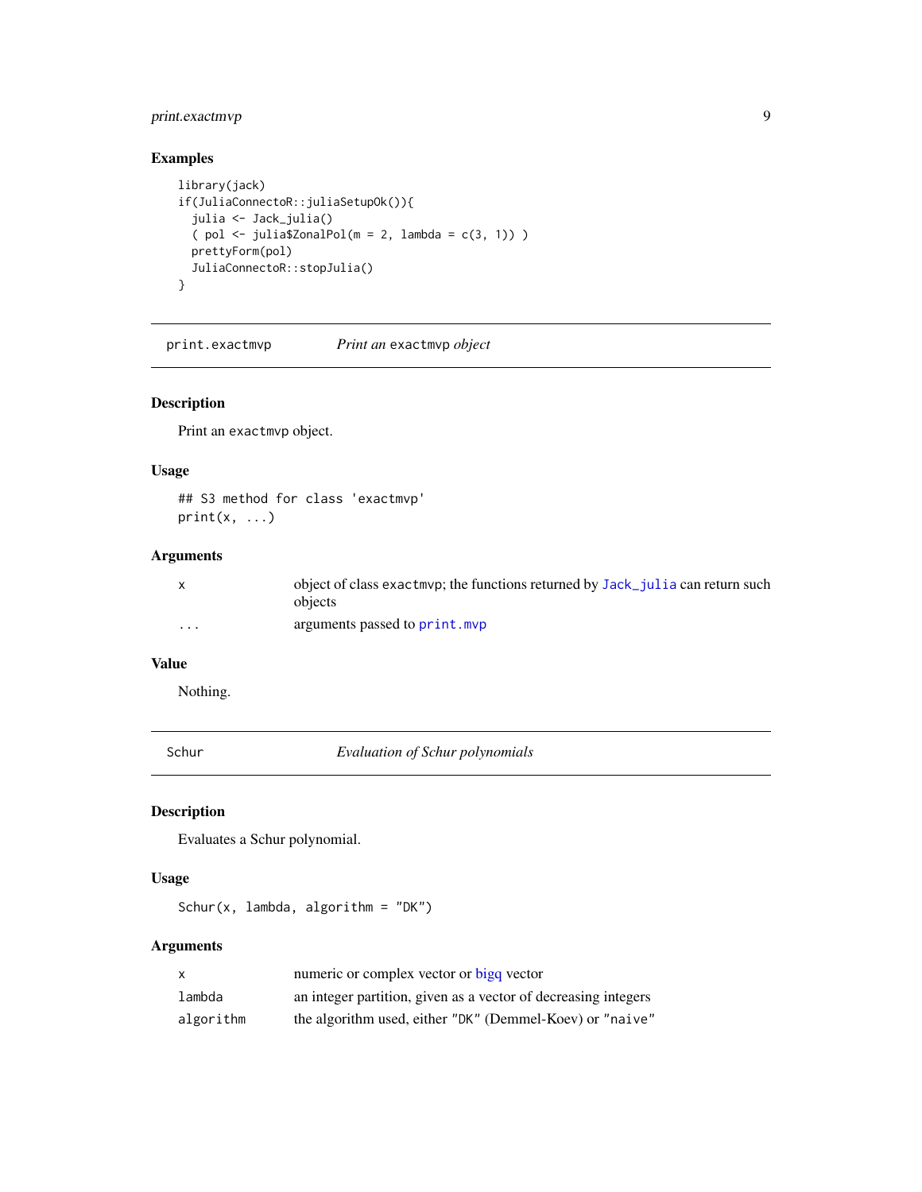## Examples

```
library(jack)
if(JuliaConnectoR::juliaSetupOk()){
  julia <- Jack_julia()
  ( pol <- julia$ZonalPol(m = 2, lambda = c(3, 1)) )
  prettyForm(pol)
  JuliaConnectoR::stopJulia()
}
```

---

# print.exactmvp — *Print an* exactmvp *object*

## Description

Print an exactmvp object.

## Usage

```
## S3 method for class 'exactmvp'
print(x, ...)
```

## Arguments

| | |
|---|---|
| x | object of class exactmvp; the functions returned by Jack_julia can return such objects |
| ... | arguments passed to print.mvp |

## Value

Nothing.

---

# Schur — *Evaluation of Schur polynomials*

## Description

Evaluates a Schur polynomial.

## Usage

```
Schur(x, lambda, algorithm = "DK")
```

## Arguments

| | |
|---|---|
| x | numeric or complex vector or bigq vector |
| lambda | an integer partition, given as a vector of decreasing integers |
| algorithm | the algorithm used, either "DK" (Demmel-Koev) or "naive" |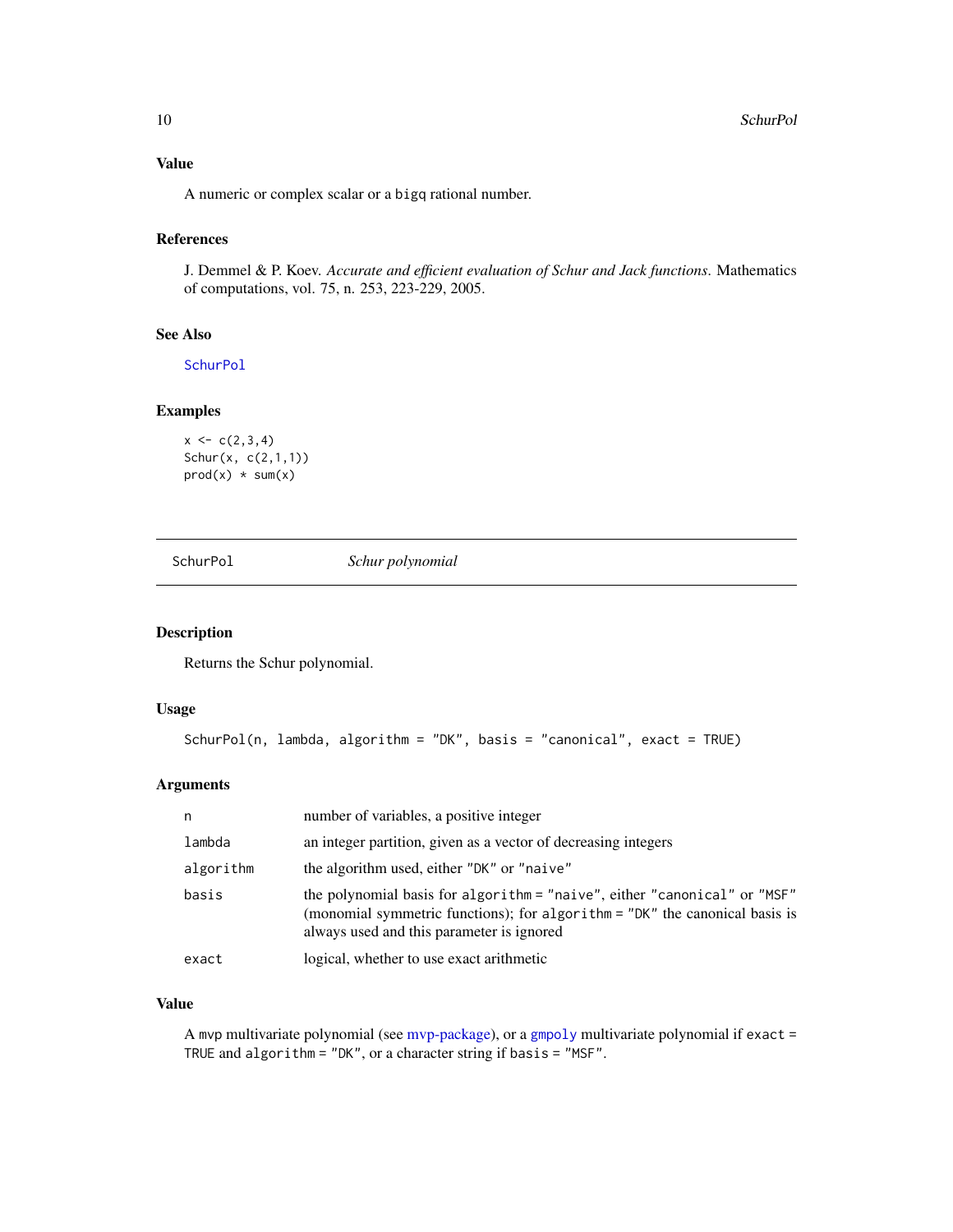## Value

A numeric or complex scalar or a `bigq` rational number.

## References

J. Demmel & P. Koev. *Accurate and efficient evaluation of Schur and Jack functions*. Mathematics of computations, vol. 75, n. 253, 223-229, 2005.

## See Also

SchurPol

## Examples

```
x <- c(2,3,4)
Schur(x, c(2,1,1))
prod(x) * sum(x)
```

---

# SchurPol *Schur polynomial*

## Description

Returns the Schur polynomial.

## Usage

```
SchurPol(n, lambda, algorithm = "DK", basis = "canonical", exact = TRUE)
```

## Arguments

| | |
|---|---|
| n | number of variables, a positive integer |
| lambda | an integer partition, given as a vector of decreasing integers |
| algorithm | the algorithm used, either "DK" or "naive" |
| basis | the polynomial basis for algorithm = "naive", either "canonical" or "MSF" (monomial symmetric functions); for algorithm = "DK" the canonical basis is always used and this parameter is ignored |
| exact | logical, whether to use exact arithmetic |

## Value

A `mvp` multivariate polynomial (see mvp-package), or a gmpoly multivariate polynomial if `exact = TRUE` and `algorithm = "DK"`, or a character string if `basis = "MSF"`.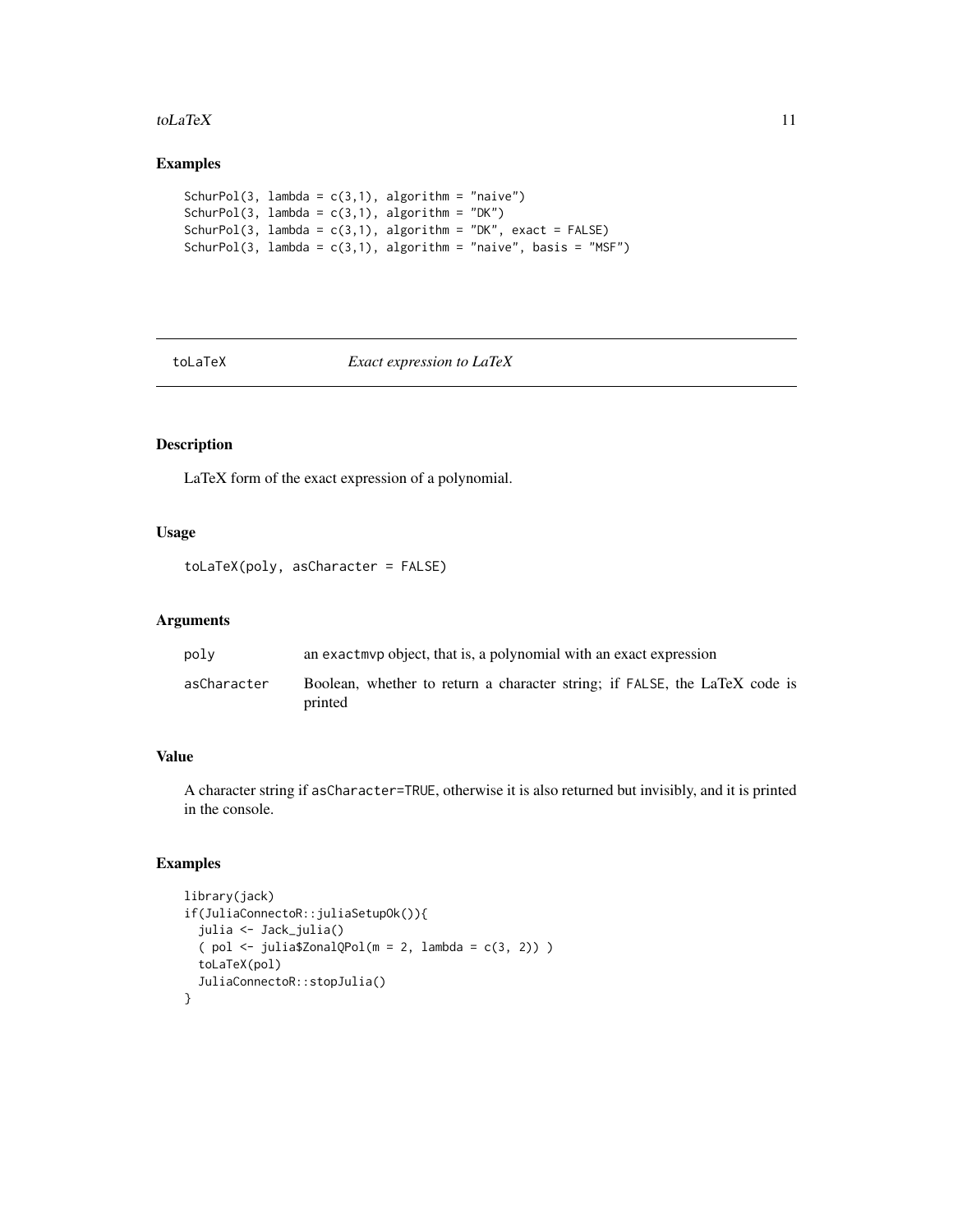## Examples

```
SchurPol(3, lambda = c(3,1), algorithm = "naive")
SchurPol(3, lambda = c(3,1), algorithm = "DK")
SchurPol(3, lambda = c(3,1), algorithm = "DK", exact = FALSE)
SchurPol(3, lambda = c(3,1), algorithm = "naive", basis = "MSF")
```

---

# toLaTeX — *Exact expression to LaTeX*

---

## Description

LaTeX form of the exact expression of a polynomial.

## Usage

```
toLaTeX(poly, asCharacter = FALSE)
```

## Arguments

| | |
|---|---|
| poly | an exactmvp object, that is, a polynomial with an exact expression |
| asCharacter | Boolean, whether to return a character string; if FALSE, the LaTeX code is printed |

## Value

A character string if asCharacter=TRUE, otherwise it is also returned but invisibly, and it is printed in the console.

## Examples

```
library(jack)
if(JuliaConnectoR::juliaSetupOk()){
  julia <- Jack_julia()
  ( pol <- julia$ZonalQPol(m = 2, lambda = c(3, 2)) )
  toLaTeX(pol)
  JuliaConnectoR::stopJulia()
}
```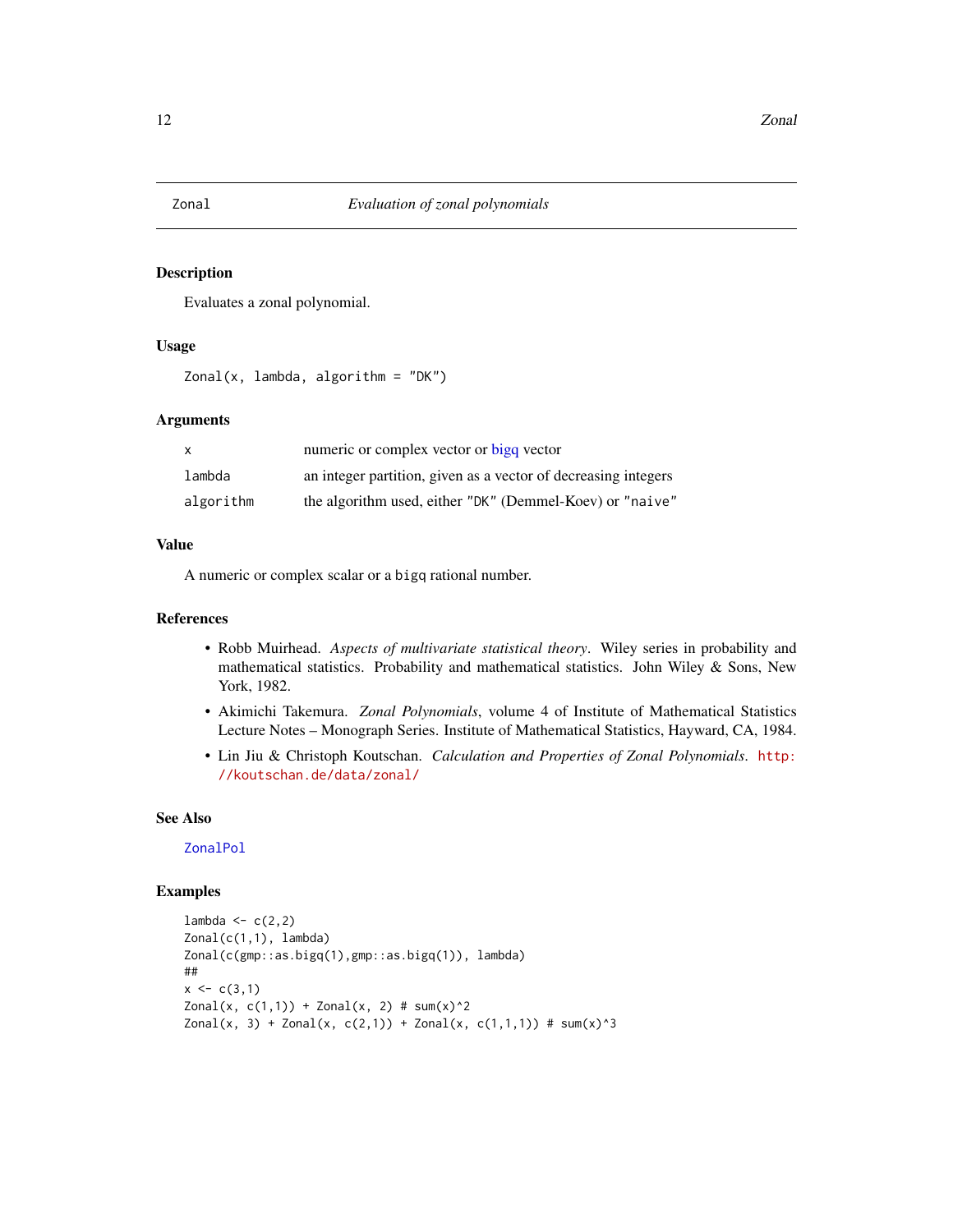Zonal — *Evaluation of zonal polynomials*

## Description

Evaluates a zonal polynomial.

## Usage

```
Zonal(x, lambda, algorithm = "DK")
```

## Arguments

| | |
|---|---|
| `x` | numeric or complex vector or bigq vector |
| `lambda` | an integer partition, given as a vector of decreasing integers |
| `algorithm` | the algorithm used, either `"DK"` (Demmel-Koev) or `"naive"` |

## Value

A numeric or complex scalar or a `bigq` rational number.

## References

- Robb Muirhead. *Aspects of multivariate statistical theory*. Wiley series in probability and mathematical statistics. Probability and mathematical statistics. John Wiley & Sons, New York, 1982.
- Akimichi Takemura. *Zonal Polynomials*, volume 4 of Institute of Mathematical Statistics Lecture Notes – Monograph Series. Institute of Mathematical Statistics, Hayward, CA, 1984.
- Lin Jiu & Christoph Koutschan. *Calculation and Properties of Zonal Polynomials*. http://koutschan.de/data/zonal/

## See Also

ZonalPol

## Examples

```
lambda <- c(2,2)
Zonal(c(1,1), lambda)
Zonal(c(gmp::as.bigq(1),gmp::as.bigq(1)), lambda)
##
x <- c(3,1)
Zonal(x, c(1,1)) + Zonal(x, 2) # sum(x)^2
Zonal(x, 3) + Zonal(x, c(2,1)) + Zonal(x, c(1,1,1)) # sum(x)^3
```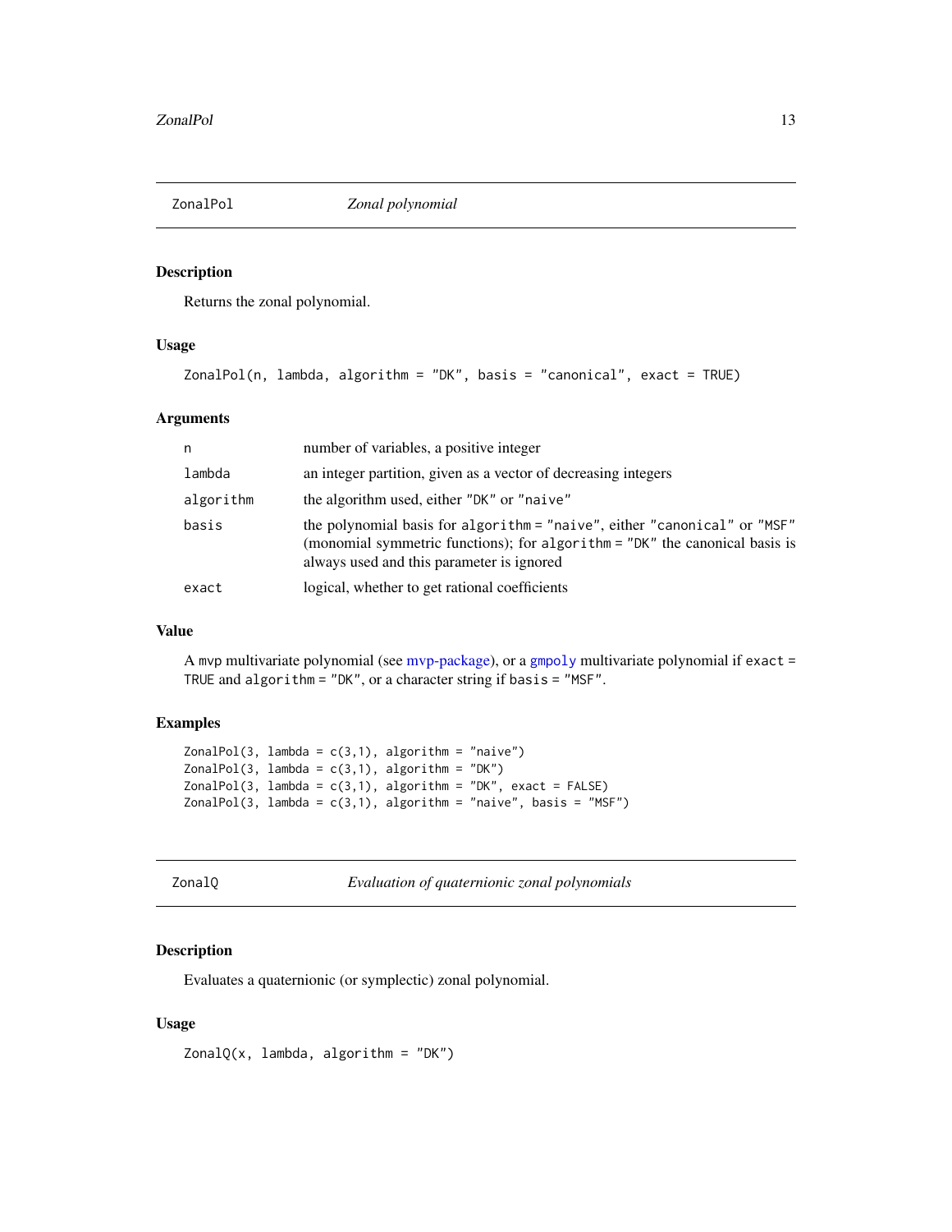## ZonalPol *Zonal polynomial*

### Description

Returns the zonal polynomial.

### Usage

```
ZonalPol(n, lambda, algorithm = "DK", basis = "canonical", exact = TRUE)
```

### Arguments

| | |
|---|---|
| `n` | number of variables, a positive integer |
| `lambda` | an integer partition, given as a vector of decreasing integers |
| `algorithm` | the algorithm used, either `"DK"` or `"naive"` |
| `basis` | the polynomial basis for `algorithm = "naive"`, either `"canonical"` or `"MSF"` (monomial symmetric functions); for `algorithm = "DK"` the canonical basis is always used and this parameter is ignored |
| `exact` | logical, whether to get rational coefficients |

### Value

A `mvp` multivariate polynomial (see mvp-package), or a `gmpoly` multivariate polynomial if `exact = TRUE` and `algorithm = "DK"`, or a character string if `basis = "MSF"`.

### Examples

```
ZonalPol(3, lambda = c(3,1), algorithm = "naive")
ZonalPol(3, lambda = c(3,1), algorithm = "DK")
ZonalPol(3, lambda = c(3,1), algorithm = "DK", exact = FALSE)
ZonalPol(3, lambda = c(3,1), algorithm = "naive", basis = "MSF")
```

## ZonalQ *Evaluation of quaternionic zonal polynomials*

### Description

Evaluates a quaternionic (or symplectic) zonal polynomial.

### Usage

```
ZonalQ(x, lambda, algorithm = "DK")
```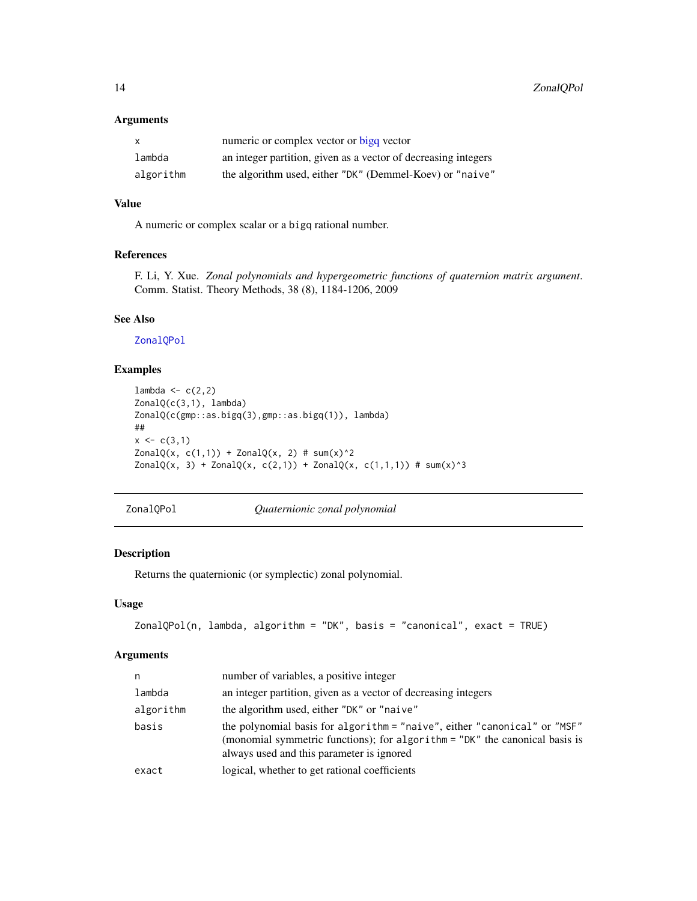### Arguments

| | |
|---|---|
| x | numeric or complex vector or bigq vector |
| lambda | an integer partition, given as a vector of decreasing integers |
| algorithm | the algorithm used, either "DK" (Demmel-Koev) or "naive" |

### Value

A numeric or complex scalar or a bigq rational number.

### References

F. Li, Y. Xue. *Zonal polynomials and hypergeometric functions of quaternion matrix argument*. Comm. Statist. Theory Methods, 38 (8), 1184-1206, 2009

### See Also

ZonalQPol

### Examples

```
lambda <- c(2,2)
ZonalQ(c(3,1), lambda)
ZonalQ(c(gmp::as.bigq(3),gmp::as.bigq(1)), lambda)
##
x <- c(3,1)
ZonalQ(x, c(1,1)) + ZonalQ(x, 2) # sum(x)^2
ZonalQ(x, 3) + ZonalQ(x, c(2,1)) + ZonalQ(x, c(1,1,1)) # sum(x)^3
```

---

## ZonalQPol — *Quaternionic zonal polynomial*

### Description

Returns the quaternionic (or symplectic) zonal polynomial.

### Usage

```
ZonalQPol(n, lambda, algorithm = "DK", basis = "canonical", exact = TRUE)
```

### Arguments

| | |
|---|---|
| n | number of variables, a positive integer |
| lambda | an integer partition, given as a vector of decreasing integers |
| algorithm | the algorithm used, either "DK" or "naive" |
| basis | the polynomial basis for algorithm = "naive", either "canonical" or "MSF" (monomial symmetric functions); for algorithm = "DK" the canonical basis is always used and this parameter is ignored |
| exact | logical, whether to get rational coefficients |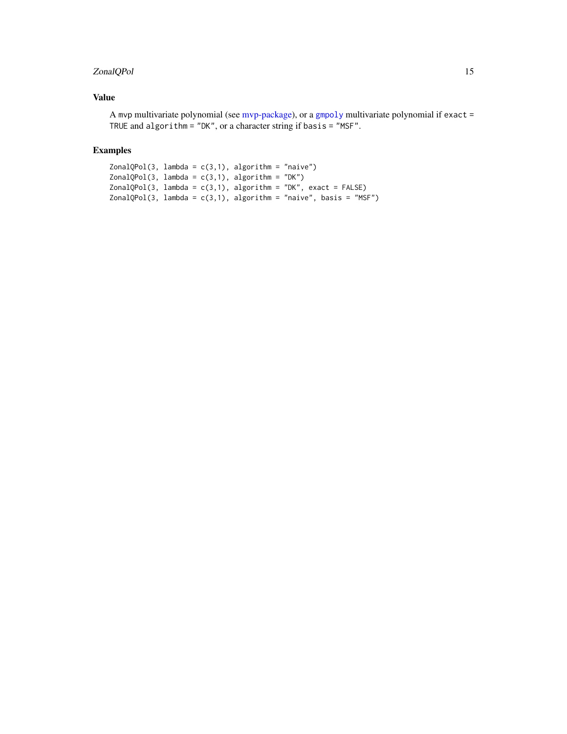## Value

A `mvp` multivariate polynomial (see mvp-package), or a `gmpoly` multivariate polynomial if `exact = TRUE` and `algorithm = "DK"`, or a character string if `basis = "MSF"`.

## Examples

```
ZonalQPol(3, lambda = c(3,1), algorithm = "naive")
ZonalQPol(3, lambda = c(3,1), algorithm = "DK")
ZonalQPol(3, lambda = c(3,1), algorithm = "DK", exact = FALSE)
ZonalQPol(3, lambda = c(3,1), algorithm = "naive", basis = "MSF")
```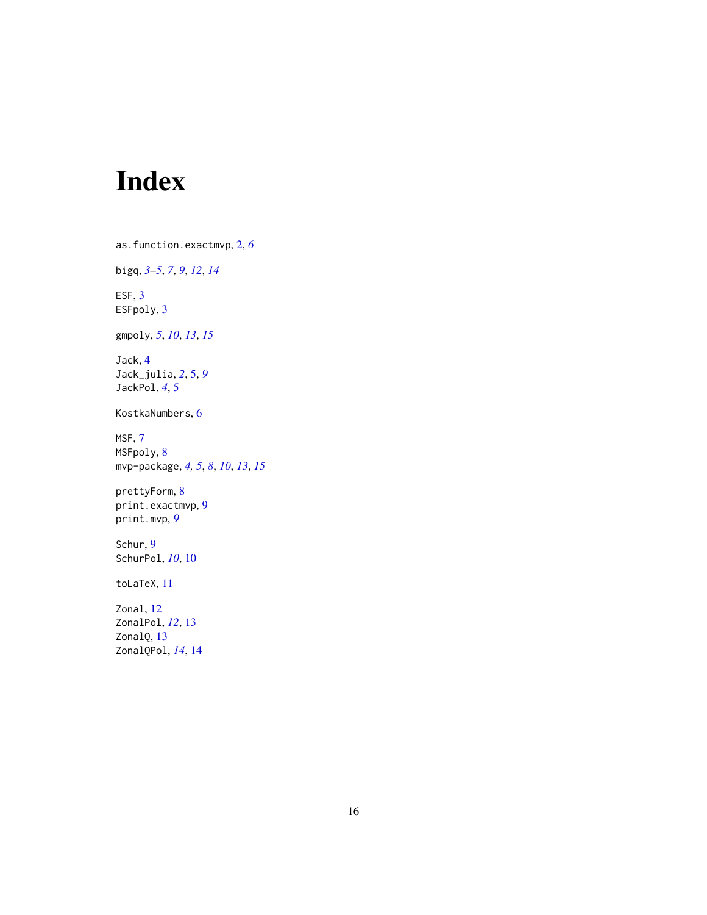# Index

as.function.exactmvp, 2, *6*

bigq, *3–5*, *7*, *9*, *12*, *14*

ESF, 3
ESFpoly, 3

gmpoly, *5*, *10*, *13*, *15*

Jack, 4
Jack_julia, *2*, 5, *9*
JackPol, *4*, 5

KostkaNumbers, 6

MSF, 7
MSFpoly, 8
mvp-package, *4, 5*, *8*, *10*, *13*, *15*

prettyForm, 8
print.exactmvp, 9
print.mvp, *9*

Schur, 9
SchurPol, *10*, 10

toLaTeX, 11

Zonal, 12
ZonalPol, *12*, 13
ZonalQ, 13
ZonalQPol, *14*, 14